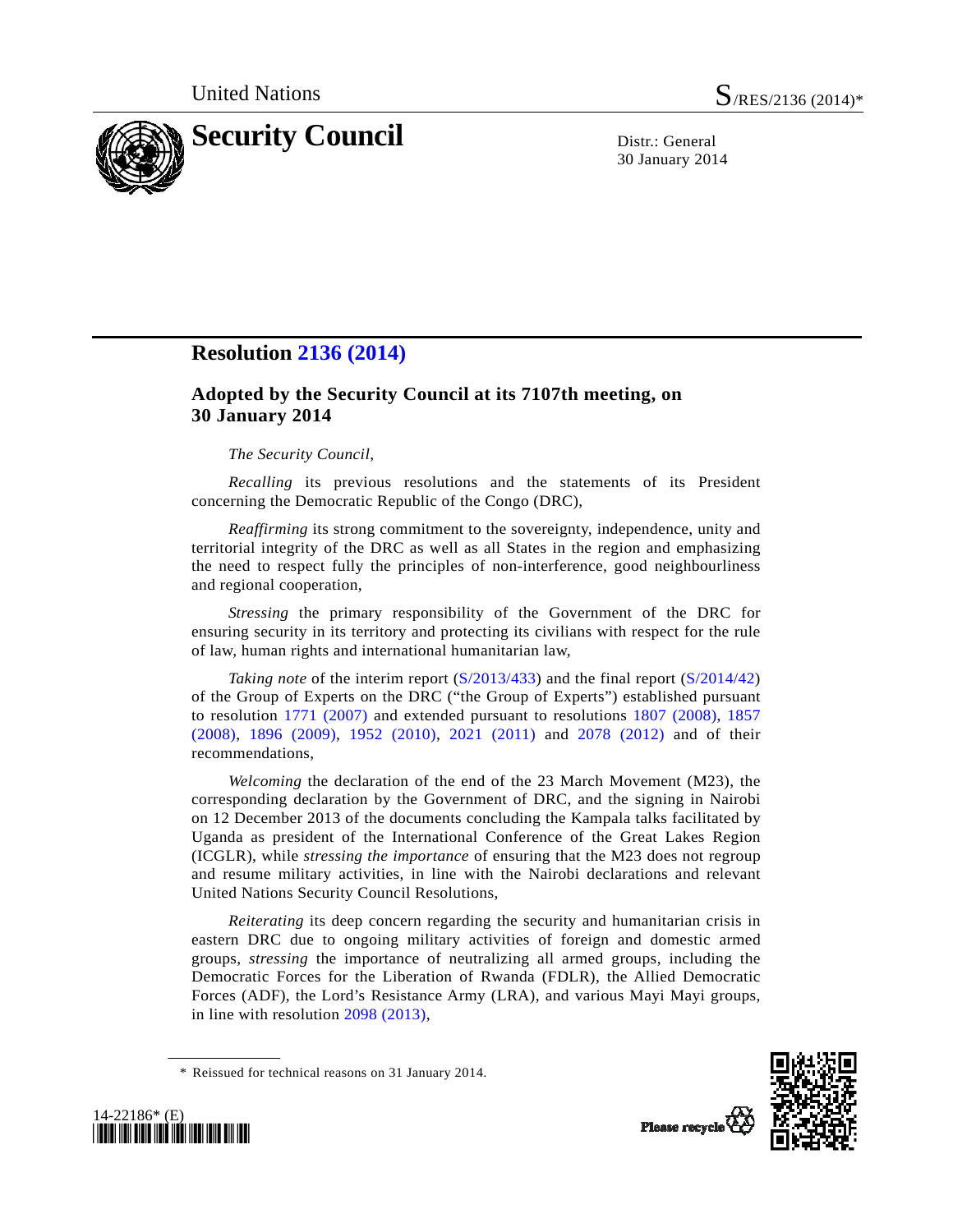United Nations

S/RES/2136 (2014)*

# Security Council

Distr.: General
30 January 2014

## Resolution 2136 (2014)

### Adopted by the Security Council at its 7107th meeting, on 30 January 2014

*The Security Council*,

*Recalling* its previous resolutions and the statements of its President concerning the Democratic Republic of the Congo (DRC),

*Reaffirming* its strong commitment to the sovereignty, independence, unity and territorial integrity of the DRC as well as all States in the region and emphasizing the need to respect fully the principles of non-interference, good neighbourliness and regional cooperation,

*Stressing* the primary responsibility of the Government of the DRC for ensuring security in its territory and protecting its civilians with respect for the rule of law, human rights and international humanitarian law,

*Taking note* of the interim report (S/2013/433) and the final report (S/2014/42) of the Group of Experts on the DRC ("the Group of Experts") established pursuant to resolution 1771 (2007) and extended pursuant to resolutions 1807 (2008), 1857 (2008), 1896 (2009), 1952 (2010), 2021 (2011) and 2078 (2012) and of their recommendations,

*Welcoming* the declaration of the end of the 23 March Movement (M23), the corresponding declaration by the Government of DRC, and the signing in Nairobi on 12 December 2013 of the documents concluding the Kampala talks facilitated by Uganda as president of the International Conference of the Great Lakes Region (ICGLR), while *stressing the importance* of ensuring that the M23 does not regroup and resume military activities, in line with the Nairobi declarations and relevant United Nations Security Council Resolutions,

*Reiterating* its deep concern regarding the security and humanitarian crisis in eastern DRC due to ongoing military activities of foreign and domestic armed groups, *stressing* the importance of neutralizing all armed groups, including the Democratic Forces for the Liberation of Rwanda (FDLR), the Allied Democratic Forces (ADF), the Lord's Resistance Army (LRA), and various Mayi Mayi groups, in line with resolution 2098 (2013),

\* Reissued for technical reasons on 31 January 2014.

14-22186* (E)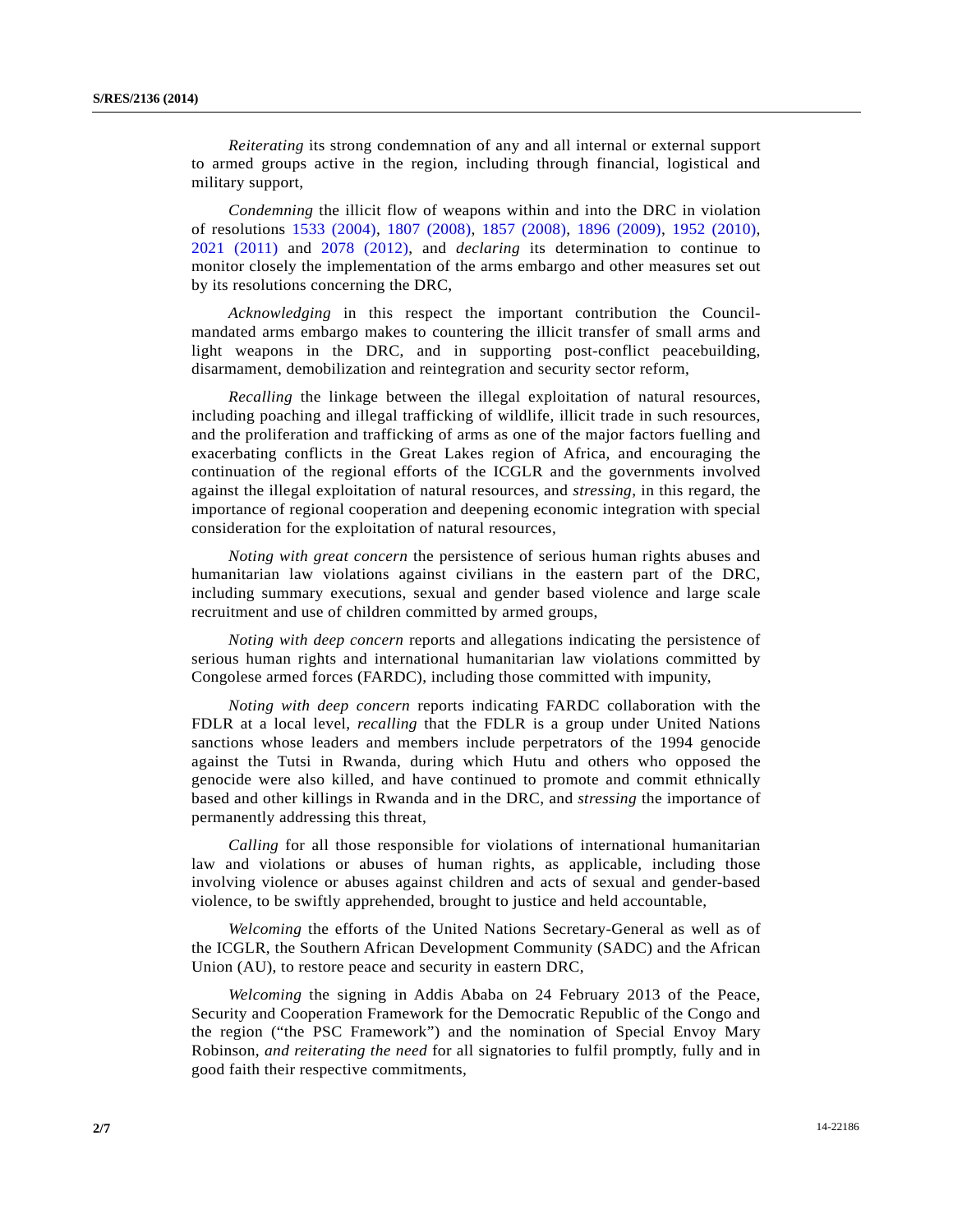*Reiterating* its strong condemnation of any and all internal or external support to armed groups active in the region, including through financial, logistical and military support,

*Condemning* the illicit flow of weapons within and into the DRC in violation of resolutions 1533 (2004), 1807 (2008), 1857 (2008), 1896 (2009), 1952 (2010), 2021 (2011) and 2078 (2012), and *declaring* its determination to continue to monitor closely the implementation of the arms embargo and other measures set out by its resolutions concerning the DRC,

*Acknowledging* in this respect the important contribution the Council-mandated arms embargo makes to countering the illicit transfer of small arms and light weapons in the DRC, and in supporting post-conflict peacebuilding, disarmament, demobilization and reintegration and security sector reform,

*Recalling* the linkage between the illegal exploitation of natural resources, including poaching and illegal trafficking of wildlife, illicit trade in such resources, and the proliferation and trafficking of arms as one of the major factors fuelling and exacerbating conflicts in the Great Lakes region of Africa, and encouraging the continuation of the regional efforts of the ICGLR and the governments involved against the illegal exploitation of natural resources, and *stressing*, in this regard, the importance of regional cooperation and deepening economic integration with special consideration for the exploitation of natural resources,

*Noting with great concern* the persistence of serious human rights abuses and humanitarian law violations against civilians in the eastern part of the DRC, including summary executions, sexual and gender based violence and large scale recruitment and use of children committed by armed groups,

*Noting with deep concern* reports and allegations indicating the persistence of serious human rights and international humanitarian law violations committed by Congolese armed forces (FARDC), including those committed with impunity,

*Noting with deep concern* reports indicating FARDC collaboration with the FDLR at a local level, *recalling* that the FDLR is a group under United Nations sanctions whose leaders and members include perpetrators of the 1994 genocide against the Tutsi in Rwanda, during which Hutu and others who opposed the genocide were also killed, and have continued to promote and commit ethnically based and other killings in Rwanda and in the DRC, and *stressing* the importance of permanently addressing this threat,

*Calling* for all those responsible for violations of international humanitarian law and violations or abuses of human rights, as applicable, including those involving violence or abuses against children and acts of sexual and gender-based violence, to be swiftly apprehended, brought to justice and held accountable,

*Welcoming* the efforts of the United Nations Secretary-General as well as of the ICGLR, the Southern African Development Community (SADC) and the African Union (AU), to restore peace and security in eastern DRC,

*Welcoming* the signing in Addis Ababa on 24 February 2013 of the Peace, Security and Cooperation Framework for the Democratic Republic of the Congo and the region ("the PSC Framework") and the nomination of Special Envoy Mary Robinson, *and reiterating the need* for all signatories to fulfil promptly, fully and in good faith their respective commitments,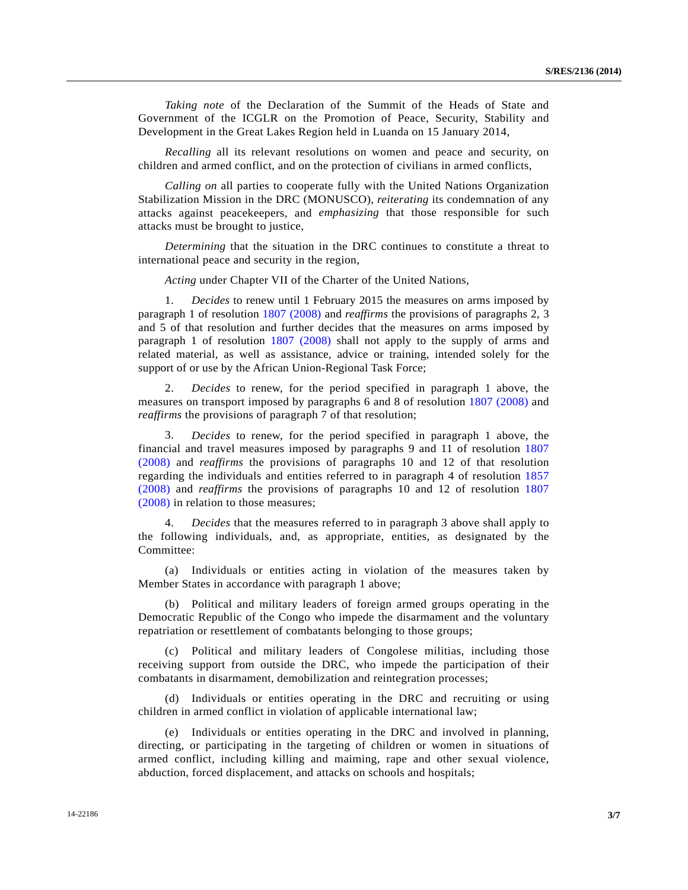*Taking note* of the Declaration of the Summit of the Heads of State and Government of the ICGLR on the Promotion of Peace, Security, Stability and Development in the Great Lakes Region held in Luanda on 15 January 2014,

*Recalling* all its relevant resolutions on women and peace and security, on children and armed conflict, and on the protection of civilians in armed conflicts,

*Calling on* all parties to cooperate fully with the United Nations Organization Stabilization Mission in the DRC (MONUSCO), *reiterating* its condemnation of any attacks against peacekeepers, and *emphasizing* that those responsible for such attacks must be brought to justice,

*Determining* that the situation in the DRC continues to constitute a threat to international peace and security in the region,

*Acting* under Chapter VII of the Charter of the United Nations,

1. *Decides* to renew until 1 February 2015 the measures on arms imposed by paragraph 1 of resolution 1807 (2008) and *reaffirms* the provisions of paragraphs 2, 3 and 5 of that resolution and further decides that the measures on arms imposed by paragraph 1 of resolution 1807 (2008) shall not apply to the supply of arms and related material, as well as assistance, advice or training, intended solely for the support of or use by the African Union-Regional Task Force;

2. *Decides* to renew, for the period specified in paragraph 1 above, the measures on transport imposed by paragraphs 6 and 8 of resolution 1807 (2008) and *reaffirms* the provisions of paragraph 7 of that resolution;

3. *Decides* to renew, for the period specified in paragraph 1 above, the financial and travel measures imposed by paragraphs 9 and 11 of resolution 1807 (2008) and *reaffirms* the provisions of paragraphs 10 and 12 of that resolution regarding the individuals and entities referred to in paragraph 4 of resolution 1857 (2008) and *reaffirms* the provisions of paragraphs 10 and 12 of resolution 1807 (2008) in relation to those measures;

4. *Decides* that the measures referred to in paragraph 3 above shall apply to the following individuals, and, as appropriate, entities, as designated by the Committee:

(a) Individuals or entities acting in violation of the measures taken by Member States in accordance with paragraph 1 above;

(b) Political and military leaders of foreign armed groups operating in the Democratic Republic of the Congo who impede the disarmament and the voluntary repatriation or resettlement of combatants belonging to those groups;

(c) Political and military leaders of Congolese militias, including those receiving support from outside the DRC, who impede the participation of their combatants in disarmament, demobilization and reintegration processes;

(d) Individuals or entities operating in the DRC and recruiting or using children in armed conflict in violation of applicable international law;

(e) Individuals or entities operating in the DRC and involved in planning, directing, or participating in the targeting of children or women in situations of armed conflict, including killing and maiming, rape and other sexual violence, abduction, forced displacement, and attacks on schools and hospitals;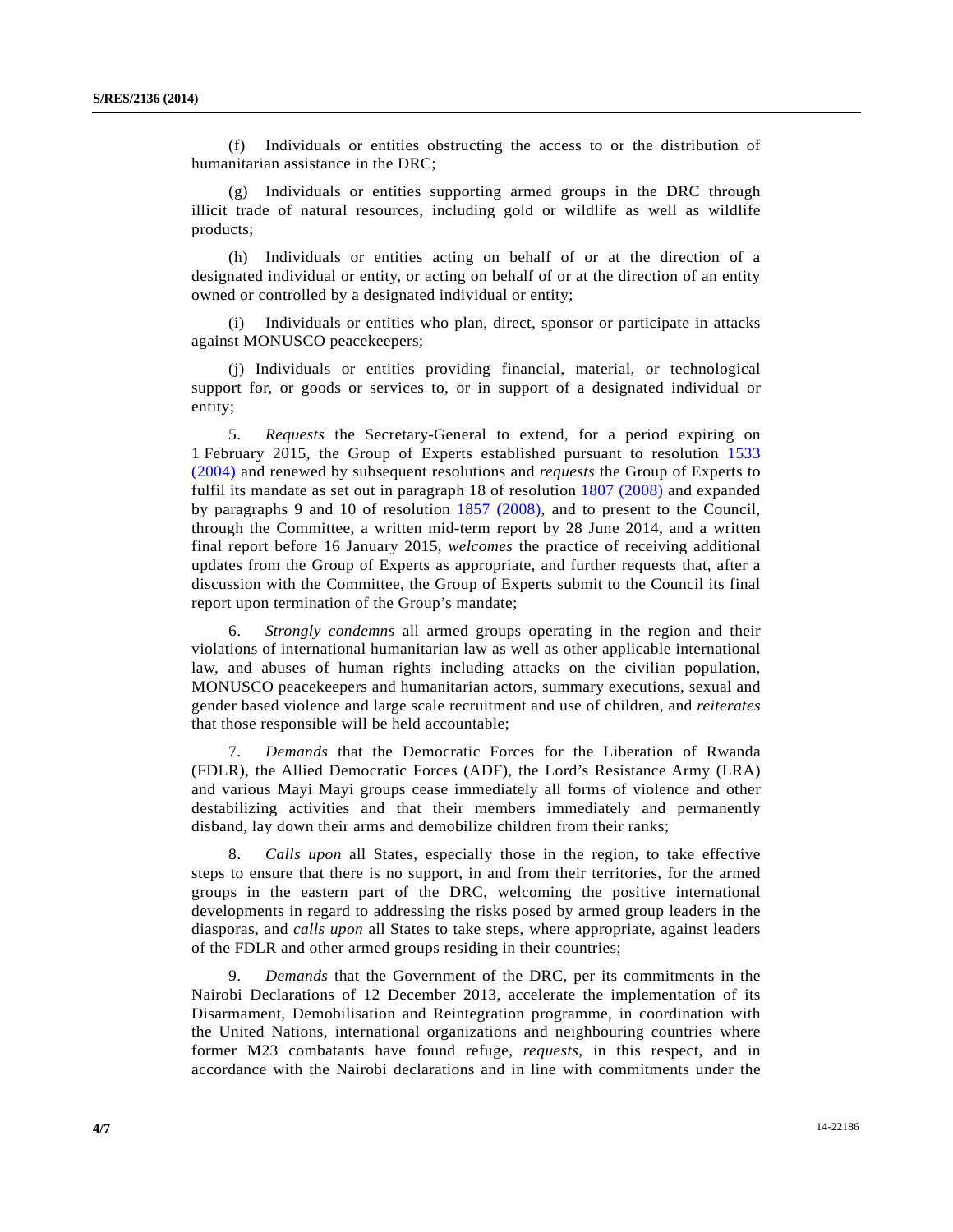(f) Individuals or entities obstructing the access to or the distribution of humanitarian assistance in the DRC;

(g) Individuals or entities supporting armed groups in the DRC through illicit trade of natural resources, including gold or wildlife as well as wildlife products;

(h) Individuals or entities acting on behalf of or at the direction of a designated individual or entity, or acting on behalf of or at the direction of an entity owned or controlled by a designated individual or entity;

(i) Individuals or entities who plan, direct, sponsor or participate in attacks against MONUSCO peacekeepers;

(j) Individuals or entities providing financial, material, or technological support for, or goods or services to, or in support of a designated individual or entity;

5. *Requests* the Secretary-General to extend, for a period expiring on 1 February 2015, the Group of Experts established pursuant to resolution 1533 (2004) and renewed by subsequent resolutions and *requests* the Group of Experts to fulfil its mandate as set out in paragraph 18 of resolution 1807 (2008) and expanded by paragraphs 9 and 10 of resolution 1857 (2008), and to present to the Council, through the Committee, a written mid-term report by 28 June 2014, and a written final report before 16 January 2015, *welcomes* the practice of receiving additional updates from the Group of Experts as appropriate, and further requests that, after a discussion with the Committee, the Group of Experts submit to the Council its final report upon termination of the Group's mandate;

6. *Strongly condemns* all armed groups operating in the region and their violations of international humanitarian law as well as other applicable international law, and abuses of human rights including attacks on the civilian population, MONUSCO peacekeepers and humanitarian actors, summary executions, sexual and gender based violence and large scale recruitment and use of children, and *reiterates* that those responsible will be held accountable;

7. *Demands* that the Democratic Forces for the Liberation of Rwanda (FDLR), the Allied Democratic Forces (ADF), the Lord's Resistance Army (LRA) and various Mayi Mayi groups cease immediately all forms of violence and other destabilizing activities and that their members immediately and permanently disband, lay down their arms and demobilize children from their ranks;

8. *Calls upon* all States, especially those in the region, to take effective steps to ensure that there is no support, in and from their territories, for the armed groups in the eastern part of the DRC, welcoming the positive international developments in regard to addressing the risks posed by armed group leaders in the diasporas, and *calls upon* all States to take steps, where appropriate, against leaders of the FDLR and other armed groups residing in their countries;

9. *Demands* that the Government of the DRC, per its commitments in the Nairobi Declarations of 12 December 2013, accelerate the implementation of its Disarmament, Demobilisation and Reintegration programme, in coordination with the United Nations, international organizations and neighbouring countries where former M23 combatants have found refuge, *requests*, in this respect, and in accordance with the Nairobi declarations and in line with commitments under the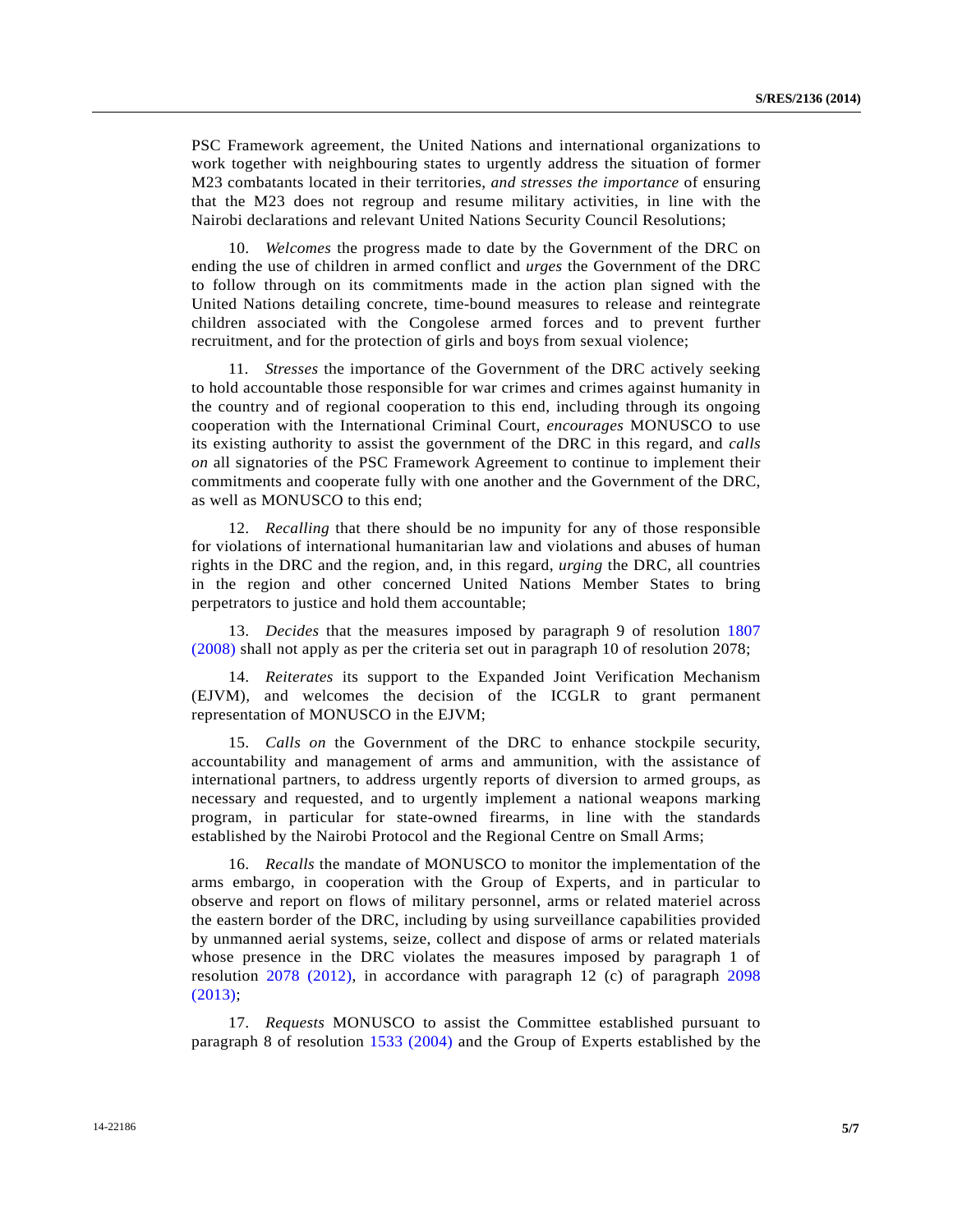PSC Framework agreement, the United Nations and international organizations to work together with neighbouring states to urgently address the situation of former M23 combatants located in their territories, *and stresses the importance* of ensuring that the M23 does not regroup and resume military activities, in line with the Nairobi declarations and relevant United Nations Security Council Resolutions;

10. *Welcomes* the progress made to date by the Government of the DRC on ending the use of children in armed conflict and *urges* the Government of the DRC to follow through on its commitments made in the action plan signed with the United Nations detailing concrete, time-bound measures to release and reintegrate children associated with the Congolese armed forces and to prevent further recruitment, and for the protection of girls and boys from sexual violence;

11. *Stresses* the importance of the Government of the DRC actively seeking to hold accountable those responsible for war crimes and crimes against humanity in the country and of regional cooperation to this end, including through its ongoing cooperation with the International Criminal Court, *encourages* MONUSCO to use its existing authority to assist the government of the DRC in this regard, and *calls on* all signatories of the PSC Framework Agreement to continue to implement their commitments and cooperate fully with one another and the Government of the DRC, as well as MONUSCO to this end;

12. *Recalling* that there should be no impunity for any of those responsible for violations of international humanitarian law and violations and abuses of human rights in the DRC and the region, and, in this regard, *urging* the DRC, all countries in the region and other concerned United Nations Member States to bring perpetrators to justice and hold them accountable;

13. *Decides* that the measures imposed by paragraph 9 of resolution 1807 (2008) shall not apply as per the criteria set out in paragraph 10 of resolution 2078;

14. *Reiterates* its support to the Expanded Joint Verification Mechanism (EJVM), and welcomes the decision of the ICGLR to grant permanent representation of MONUSCO in the EJVM;

15. *Calls on* the Government of the DRC to enhance stockpile security, accountability and management of arms and ammunition, with the assistance of international partners, to address urgently reports of diversion to armed groups, as necessary and requested, and to urgently implement a national weapons marking program, in particular for state-owned firearms, in line with the standards established by the Nairobi Protocol and the Regional Centre on Small Arms;

16. *Recalls* the mandate of MONUSCO to monitor the implementation of the arms embargo, in cooperation with the Group of Experts, and in particular to observe and report on flows of military personnel, arms or related materiel across the eastern border of the DRC, including by using surveillance capabilities provided by unmanned aerial systems, seize, collect and dispose of arms or related materials whose presence in the DRC violates the measures imposed by paragraph 1 of resolution 2078 (2012), in accordance with paragraph 12 (c) of paragraph 2098 (2013);

17. *Requests* MONUSCO to assist the Committee established pursuant to paragraph 8 of resolution 1533 (2004) and the Group of Experts established by the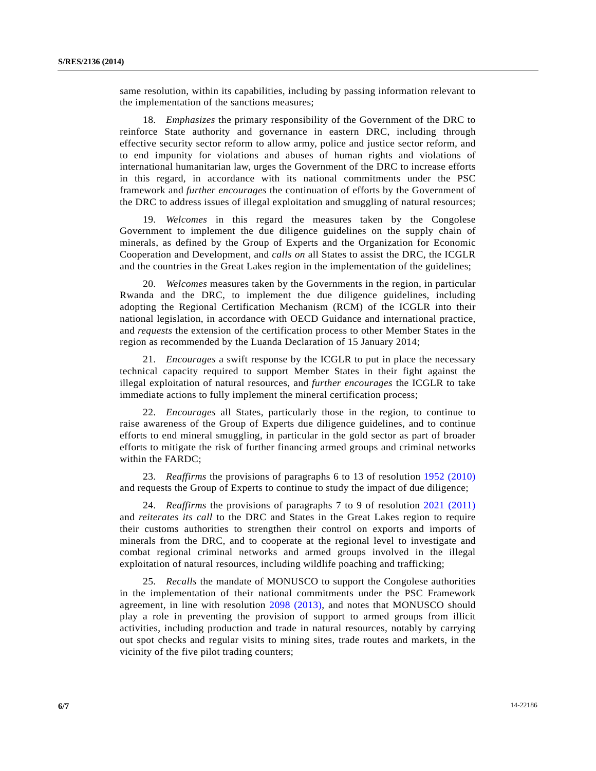same resolution, within its capabilities, including by passing information relevant to the implementation of the sanctions measures;

18. *Emphasizes* the primary responsibility of the Government of the DRC to reinforce State authority and governance in eastern DRC, including through effective security sector reform to allow army, police and justice sector reform, and to end impunity for violations and abuses of human rights and violations of international humanitarian law, urges the Government of the DRC to increase efforts in this regard, in accordance with its national commitments under the PSC framework and *further encourages* the continuation of efforts by the Government of the DRC to address issues of illegal exploitation and smuggling of natural resources;

19. *Welcomes* in this regard the measures taken by the Congolese Government to implement the due diligence guidelines on the supply chain of minerals, as defined by the Group of Experts and the Organization for Economic Cooperation and Development, and *calls on* all States to assist the DRC, the ICGLR and the countries in the Great Lakes region in the implementation of the guidelines;

20. *Welcomes* measures taken by the Governments in the region, in particular Rwanda and the DRC, to implement the due diligence guidelines, including adopting the Regional Certification Mechanism (RCM) of the ICGLR into their national legislation, in accordance with OECD Guidance and international practice, and *requests* the extension of the certification process to other Member States in the region as recommended by the Luanda Declaration of 15 January 2014;

21. *Encourages* a swift response by the ICGLR to put in place the necessary technical capacity required to support Member States in their fight against the illegal exploitation of natural resources, and *further encourages* the ICGLR to take immediate actions to fully implement the mineral certification process;

22. *Encourages* all States, particularly those in the region, to continue to raise awareness of the Group of Experts due diligence guidelines, and to continue efforts to end mineral smuggling, in particular in the gold sector as part of broader efforts to mitigate the risk of further financing armed groups and criminal networks within the FARDC;

23. *Reaffirms* the provisions of paragraphs 6 to 13 of resolution 1952 (2010) and requests the Group of Experts to continue to study the impact of due diligence;

24. *Reaffirms* the provisions of paragraphs 7 to 9 of resolution 2021 (2011) and *reiterates its call* to the DRC and States in the Great Lakes region to require their customs authorities to strengthen their control on exports and imports of minerals from the DRC, and to cooperate at the regional level to investigate and combat regional criminal networks and armed groups involved in the illegal exploitation of natural resources, including wildlife poaching and trafficking;

25. *Recalls* the mandate of MONUSCO to support the Congolese authorities in the implementation of their national commitments under the PSC Framework agreement, in line with resolution 2098 (2013), and notes that MONUSCO should play a role in preventing the provision of support to armed groups from illicit activities, including production and trade in natural resources, notably by carrying out spot checks and regular visits to mining sites, trade routes and markets, in the vicinity of the five pilot trading counters;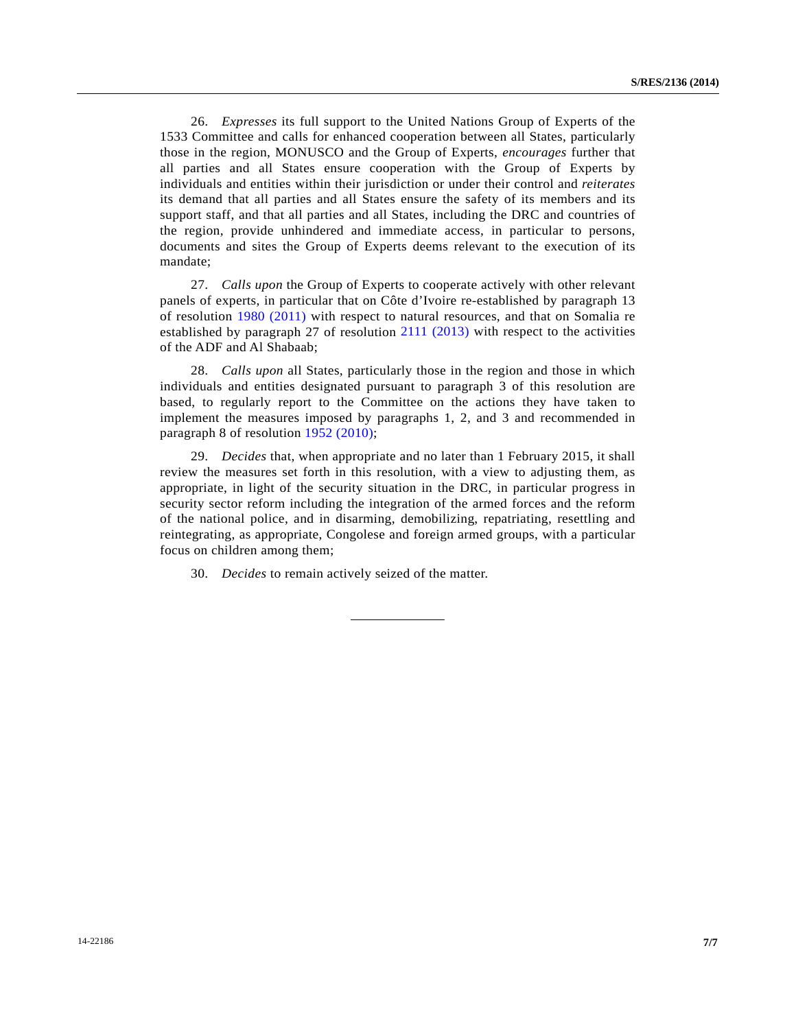26. *Expresses* its full support to the United Nations Group of Experts of the 1533 Committee and calls for enhanced cooperation between all States, particularly those in the region, MONUSCO and the Group of Experts, *encourages* further that all parties and all States ensure cooperation with the Group of Experts by individuals and entities within their jurisdiction or under their control and *reiterates* its demand that all parties and all States ensure the safety of its members and its support staff, and that all parties and all States, including the DRC and countries of the region, provide unhindered and immediate access, in particular to persons, documents and sites the Group of Experts deems relevant to the execution of its mandate;

27. *Calls upon* the Group of Experts to cooperate actively with other relevant panels of experts, in particular that on Côte d'Ivoire re-established by paragraph 13 of resolution 1980 (2011) with respect to natural resources, and that on Somalia re established by paragraph 27 of resolution 2111 (2013) with respect to the activities of the ADF and Al Shabaab;

28. *Calls upon* all States, particularly those in the region and those in which individuals and entities designated pursuant to paragraph 3 of this resolution are based, to regularly report to the Committee on the actions they have taken to implement the measures imposed by paragraphs 1, 2, and 3 and recommended in paragraph 8 of resolution 1952 (2010);

29. *Decides* that, when appropriate and no later than 1 February 2015, it shall review the measures set forth in this resolution, with a view to adjusting them, as appropriate, in light of the security situation in the DRC, in particular progress in security sector reform including the integration of the armed forces and the reform of the national police, and in disarming, demobilizing, repatriating, resettling and reintegrating, as appropriate, Congolese and foreign armed groups, with a particular focus on children among them;

30. *Decides* to remain actively seized of the matter.